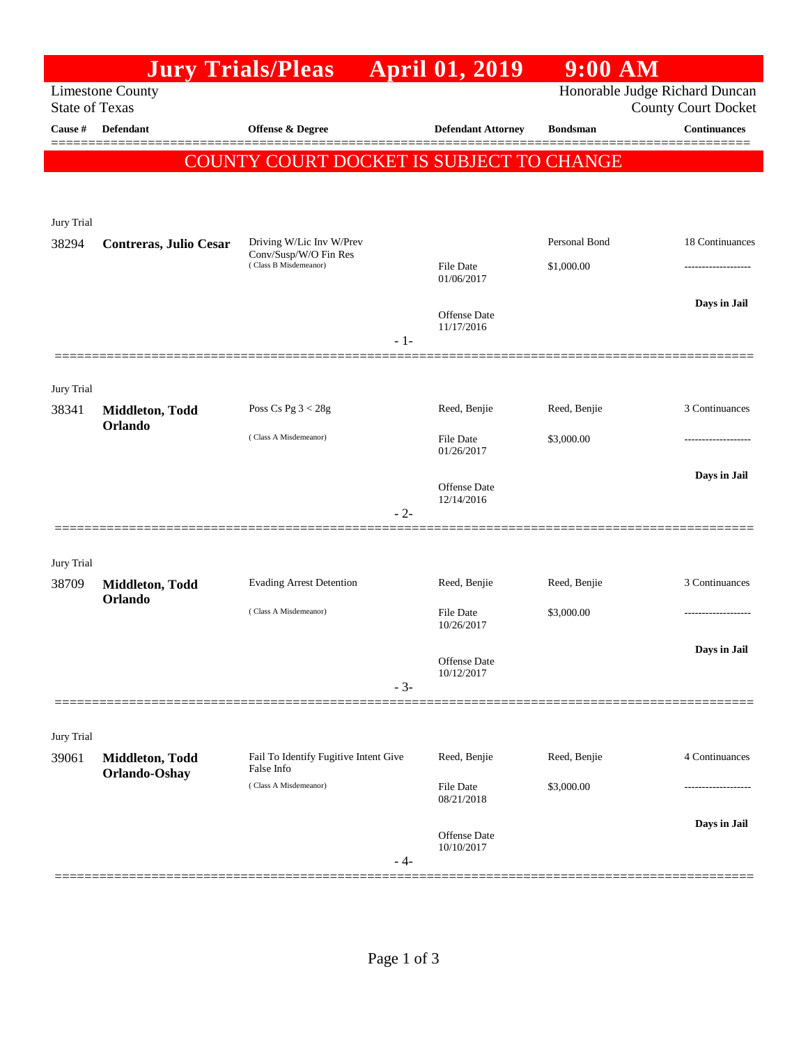# Jury Trials/Pleas April 01, 2019 9:00 AM

Limestone County
State of Texas

Honorable Judge Richard Duncan
County Court Docket

**COUNTY COURT DOCKET IS SUBJECT TO CHANGE**

| Cause # | Defendant | Offense & Degree | Defendant Attorney | Bondsman | Continuances |
|---|---|---|---|---|---|
| Jury Trial | | | | | |
| 38294 | **Contreras, Julio Cesar** | Driving W/Lic Inv W/Prev Conv/Susp/W/O Fin Res (Class B Misdemeanor) | File Date 01/06/2017<br>Offense Date 11/17/2016 | Personal Bond<br>$1,000.00 | 18 Continuances<br>-------------------<br>**Days in Jail** |
| - 1- | | | | | |
| Jury Trial | | | | | |
| 38341 | **Middleton, Todd Orlando** | Poss Cs Pg 3 < 28g (Class A Misdemeanor) | Reed, Benjie<br>File Date 01/26/2017<br>Offense Date 12/14/2016 | Reed, Benjie<br>$3,000.00 | 3 Continuances<br>-------------------<br>**Days in Jail** |
| - 2- | | | | | |
| Jury Trial | | | | | |
| 38709 | **Middleton, Todd Orlando** | Evading Arrest Detention (Class A Misdemeanor) | Reed, Benjie<br>File Date 10/26/2017<br>Offense Date 10/12/2017 | Reed, Benjie<br>$3,000.00 | 3 Continuances<br>-------------------<br>**Days in Jail** |
| - 3- | | | | | |
| Jury Trial | | | | | |
| 39061 | **Middleton, Todd Orlando-Oshay** | Fail To Identify Fugitive Intent Give False Info (Class A Misdemeanor) | Reed, Benjie<br>File Date 08/21/2018<br>Offense Date 10/10/2017 | Reed, Benjie<br>$3,000.00 | 4 Continuances<br>-------------------<br>**Days in Jail** |
| - 4- | | | | | |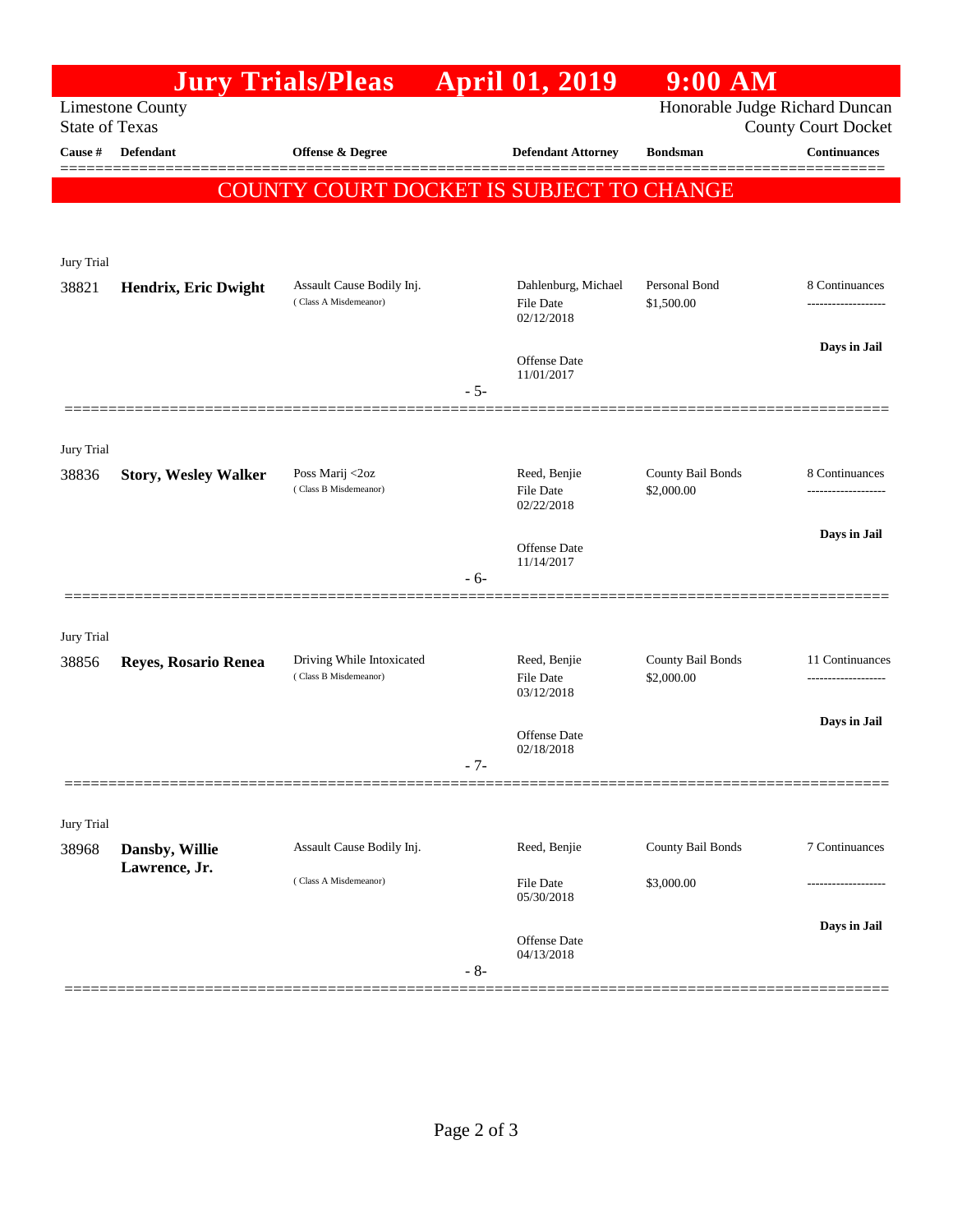# Jury Trials/Pleas April 01, 2019 9:00 AM

Limestone County
State of Texas

Honorable Judge Richard Duncan
County Court Docket

| Cause # | Defendant | Offense & Degree | Defendant Attorney | Bondsman | Continuances |
|---|---|---|---|---|---|

COUNTY COURT DOCKET IS SUBJECT TO CHANGE

Jury Trial

| Cause # | Defendant | Offense & Degree | Defendant Attorney | Bondsman | Continuances |
|---|---|---|---|---|---|
| 38821 | **Hendrix, Eric Dwight** | Assault Cause Bodily Inj. (Class A Misdemeanor) | Dahlenburg, Michael<br>File Date 02/12/2018<br>Offense Date 11/01/2017 | Personal Bond<br>$1,500.00 | 8 Continuances<br>-------------------<br>**Days in Jail** |

- 5-

Jury Trial

| Cause # | Defendant | Offense & Degree | Defendant Attorney | Bondsman | Continuances |
|---|---|---|---|---|---|
| 38836 | **Story, Wesley Walker** | Poss Marij <2oz (Class B Misdemeanor) | Reed, Benjie<br>File Date 02/22/2018<br>Offense Date 11/14/2017 | County Bail Bonds<br>$2,000.00 | 8 Continuances<br>-------------------<br>**Days in Jail** |

- 6-

Jury Trial

| Cause # | Defendant | Offense & Degree | Defendant Attorney | Bondsman | Continuances |
|---|---|---|---|---|---|
| 38856 | **Reyes, Rosario Renea** | Driving While Intoxicated (Class B Misdemeanor) | Reed, Benjie<br>File Date 03/12/2018<br>Offense Date 02/18/2018 | County Bail Bonds<br>$2,000.00 | 11 Continuances<br>-------------------<br>**Days in Jail** |

- 7-

Jury Trial

| Cause # | Defendant | Offense & Degree | Defendant Attorney | Bondsman | Continuances |
|---|---|---|---|---|---|
| 38968 | **Dansby, Willie Lawrence, Jr.** | Assault Cause Bodily Inj. (Class A Misdemeanor) | Reed, Benjie<br>File Date 05/30/2018<br>Offense Date 04/13/2018 | County Bail Bonds<br>$3,000.00 | 7 Continuances<br>-------------------<br>**Days in Jail** |

- 8-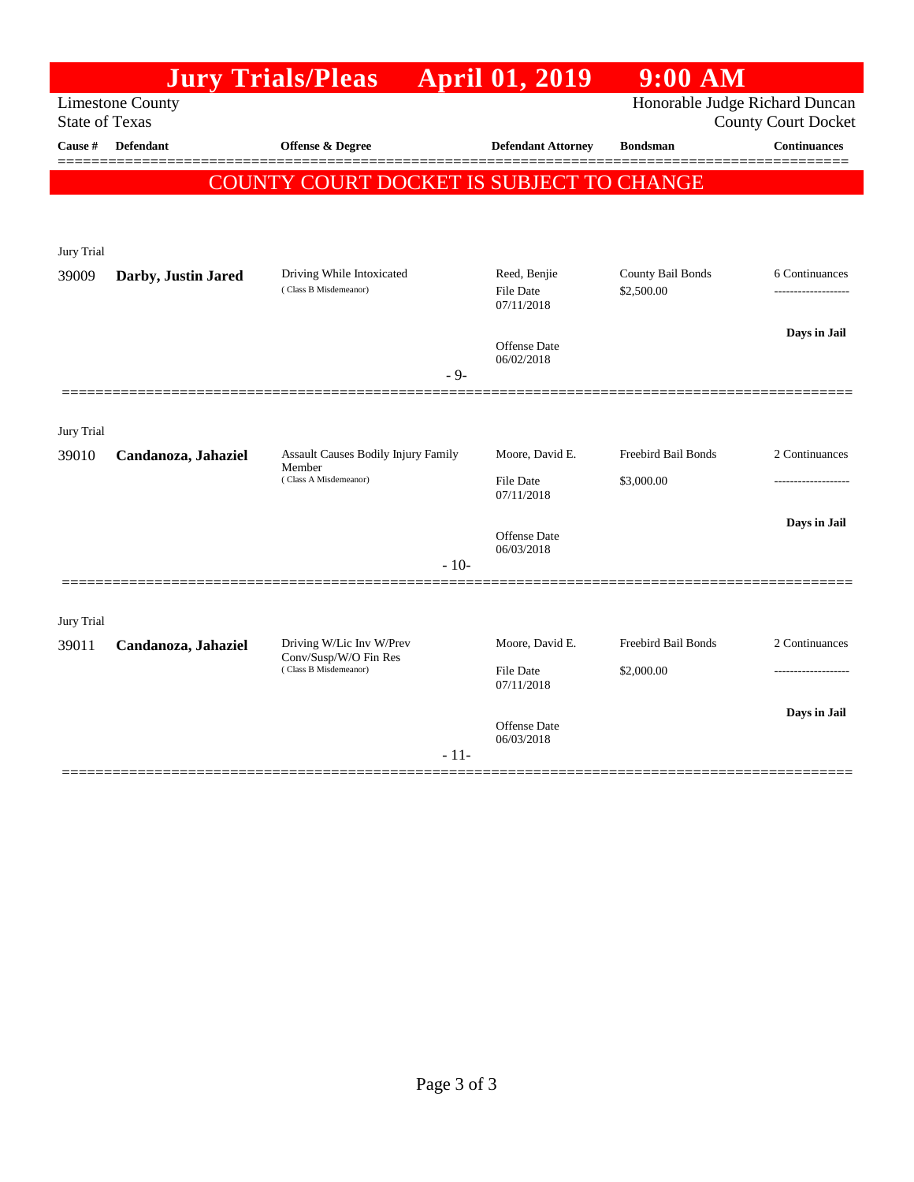# Jury Trials/Pleas April 01, 2019 9:00 AM

Limestone County
State of Texas

Honorable Judge Richard Duncan
County Court Docket

**COUNTY COURT DOCKET IS SUBJECT TO CHANGE**

| Cause # | Defendant | Offense & Degree | Defendant Attorney | Bondsman | Continuances |
|---|---|---|---|---|---|
| Jury Trial | | | | | |
| 39009 | **Darby, Justin Jared** | Driving While Intoxicated (Class B Misdemeanor) | Reed, Benjie<br>File Date 07/11/2018<br>Offense Date 06/02/2018 | County Bail Bonds<br>$2,500.00 | 6 Continuances<br>**Days in Jail** |
| | | - 9- | | | |
| Jury Trial | | | | | |
| 39010 | **Candanoza, Jahaziel** | Assault Causes Bodily Injury Family Member (Class A Misdemeanor) | Moore, David E.<br>File Date 07/11/2018<br>Offense Date 06/03/2018 | Freebird Bail Bonds<br>$3,000.00 | 2 Continuances<br>**Days in Jail** |
| | | - 10- | | | |
| Jury Trial | | | | | |
| 39011 | **Candanoza, Jahaziel** | Driving W/Lic Inv W/Prev Conv/Susp/W/O Fin Res (Class B Misdemeanor) | Moore, David E.<br>File Date 07/11/2018<br>Offense Date 06/03/2018 | Freebird Bail Bonds<br>$2,000.00 | 2 Continuances<br>**Days in Jail** |
| | | - 11- | | | |